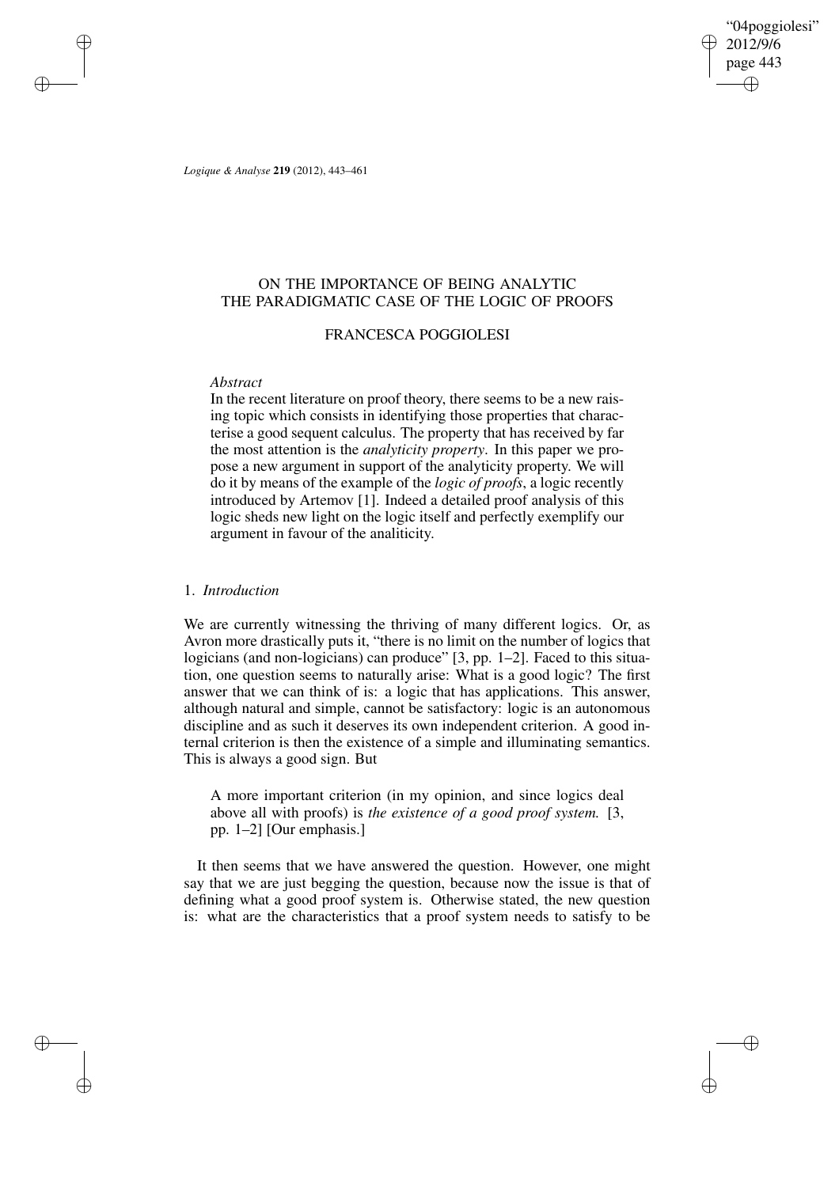# ON THE IMPORTANCE OF BEING ANALYTIC
## THE PARADIGMATIC CASE OF THE LOGIC OF PROOFS

FRANCESCA POGGIOLESI

*Abstract*

In the recent literature on proof theory, there seems to be a new raising topic which consists in identifying those properties that characterise a good sequent calculus. The property that has received by far the most attention is the *analyticity property*. In this paper we propose a new argument in support of the analyticity property. We will do it by means of the example of the *logic of proofs*, a logic recently introduced by Artemov [1]. Indeed a detailed proof analysis of this logic sheds new light on the logic itself and perfectly exemplify our argument in favour of the analiticity.

### 1. *Introduction*

We are currently witnessing the thriving of many different logics. Or, as Avron more drastically puts it, "there is no limit on the number of logics that logicians (and non-logicians) can produce" [3, pp. 1–2]. Faced to this situation, one question seems to naturally arise: What is a good logic? The first answer that we can think of is: a logic that has applications. This answer, although natural and simple, cannot be satisfactory: logic is an autonomous discipline and as such it deserves its own independent criterion. A good internal criterion is then the existence of a simple and illuminating semantics. This is always a good sign. But

> A more important criterion (in my opinion, and since logics deal above all with proofs) is *the existence of a good proof system.* [3, pp. 1–2] [Our emphasis.]

It then seems that we have answered the question. However, one might say that we are just begging the question, because now the issue is that of defining what a good proof system is. Otherwise stated, the new question is: what are the characteristics that a proof system needs to satisfy to be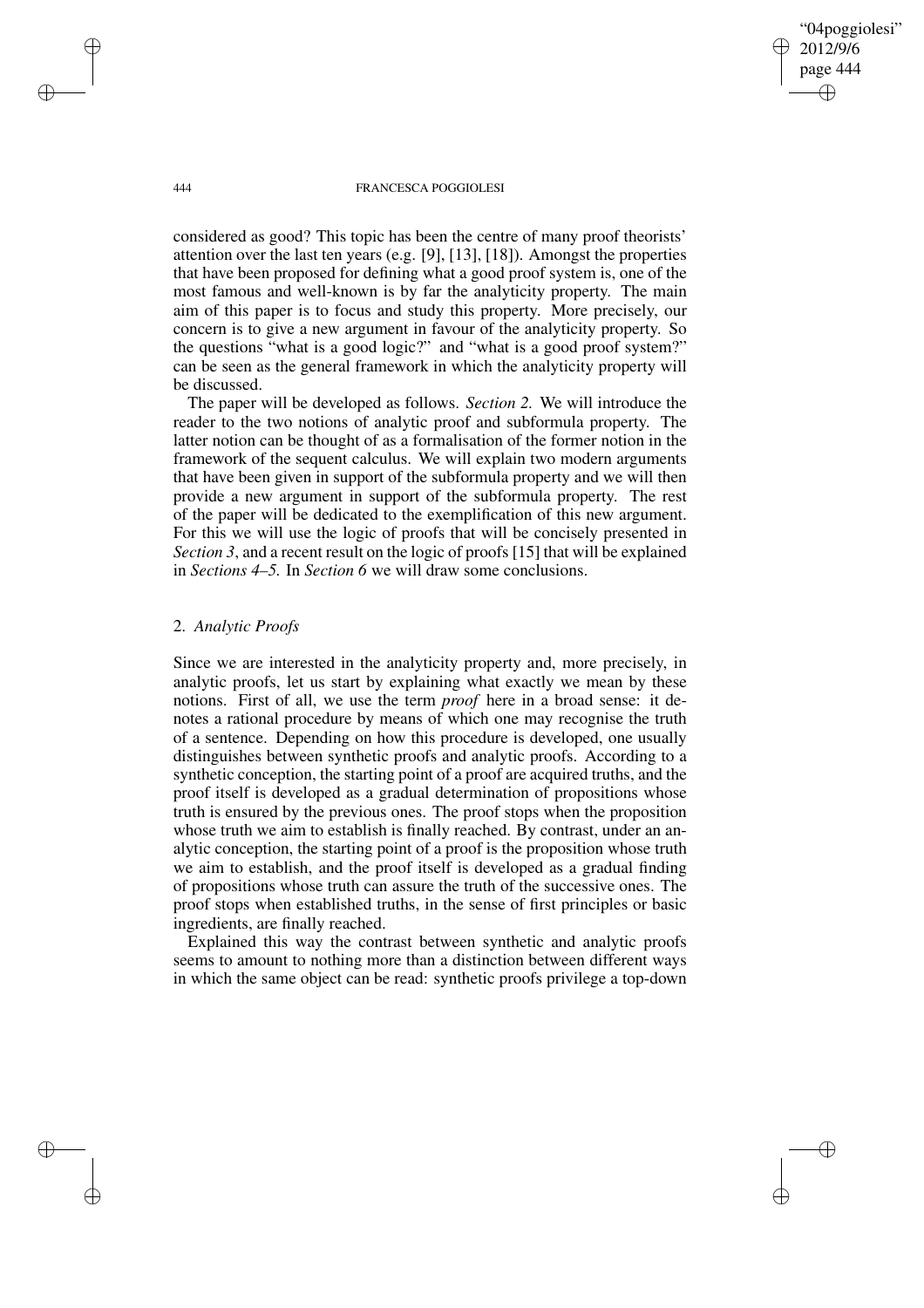considered as good? This topic has been the centre of many proof theorists' attention over the last ten years (e.g. [9], [13], [18]). Amongst the properties that have been proposed for defining what a good proof system is, one of the most famous and well-known is by far the analyticity property. The main aim of this paper is to focus and study this property. More precisely, our concern is to give a new argument in favour of the analyticity property. So the questions "what is a good logic?" and "what is a good proof system?" can be seen as the general framework in which the analyticity property will be discussed.

The paper will be developed as follows. *Section 2.* We will introduce the reader to the two notions of analytic proof and subformula property. The latter notion can be thought of as a formalisation of the former notion in the framework of the sequent calculus. We will explain two modern arguments that have been given in support of the subformula property and we will then provide a new argument in support of the subformula property. The rest of the paper will be dedicated to the exemplification of this new argument. For this we will use the logic of proofs that will be concisely presented in *Section 3*, and a recent result on the logic of proofs [15] that will be explained in *Sections 4–5.* In *Section 6* we will draw some conclusions.

## 2. *Analytic Proofs*

Since we are interested in the analyticity property and, more precisely, in analytic proofs, let us start by explaining what exactly we mean by these notions. First of all, we use the term *proof* here in a broad sense: it denotes a rational procedure by means of which one may recognise the truth of a sentence. Depending on how this procedure is developed, one usually distinguishes between synthetic proofs and analytic proofs. According to a synthetic conception, the starting point of a proof are acquired truths, and the proof itself is developed as a gradual determination of propositions whose truth is ensured by the previous ones. The proof stops when the proposition whose truth we aim to establish is finally reached. By contrast, under an analytic conception, the starting point of a proof is the proposition whose truth we aim to establish, and the proof itself is developed as a gradual finding of propositions whose truth can assure the truth of the successive ones. The proof stops when established truths, in the sense of first principles or basic ingredients, are finally reached.

Explained this way the contrast between synthetic and analytic proofs seems to amount to nothing more than a distinction between different ways in which the same object can be read: synthetic proofs privilege a top-down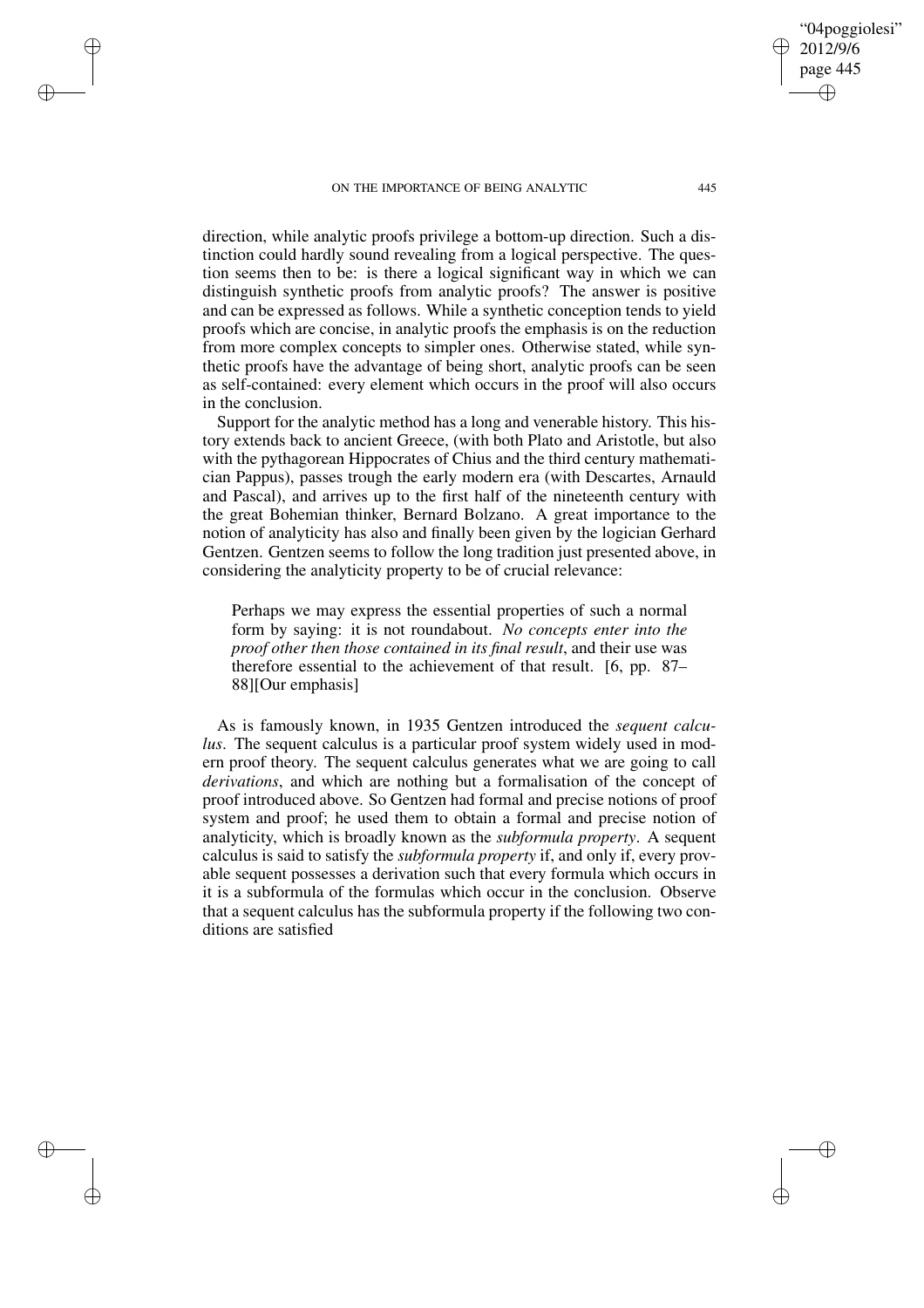direction, while analytic proofs privilege a bottom-up direction. Such a distinction could hardly sound revealing from a logical perspective. The question seems then to be: is there a logical significant way in which we can distinguish synthetic proofs from analytic proofs? The answer is positive and can be expressed as follows. While a synthetic conception tends to yield proofs which are concise, in analytic proofs the emphasis is on the reduction from more complex concepts to simpler ones. Otherwise stated, while synthetic proofs have the advantage of being short, analytic proofs can be seen as self-contained: every element which occurs in the proof will also occurs in the conclusion.

Support for the analytic method has a long and venerable history. This history extends back to ancient Greece, (with both Plato and Aristotle, but also with the pythagorean Hippocrates of Chius and the third century mathematician Pappus), passes trough the early modern era (with Descartes, Arnauld and Pascal), and arrives up to the first half of the nineteenth century with the great Bohemian thinker, Bernard Bolzano. A great importance to the notion of analyticity has also and finally been given by the logician Gerhard Gentzen. Gentzen seems to follow the long tradition just presented above, in considering the analyticity property to be of crucial relevance:

> Perhaps we may express the essential properties of such a normal form by saying: it is not roundabout. *No concepts enter into the proof other then those contained in its final result*, and their use was therefore essential to the achievement of that result. [6, pp. 87–88][Our emphasis]

As is famously known, in 1935 Gentzen introduced the *sequent calculus*. The sequent calculus is a particular proof system widely used in modern proof theory. The sequent calculus generates what we are going to call *derivations*, and which are nothing but a formalisation of the concept of proof introduced above. So Gentzen had formal and precise notions of proof system and proof; he used them to obtain a formal and precise notion of analyticity, which is broadly known as the *subformula property*. A sequent calculus is said to satisfy the *subformula property* if, and only if, every provable sequent possesses a derivation such that every formula which occurs in it is a subformula of the formulas which occur in the conclusion. Observe that a sequent calculus has the subformula property if the following two conditions are satisfied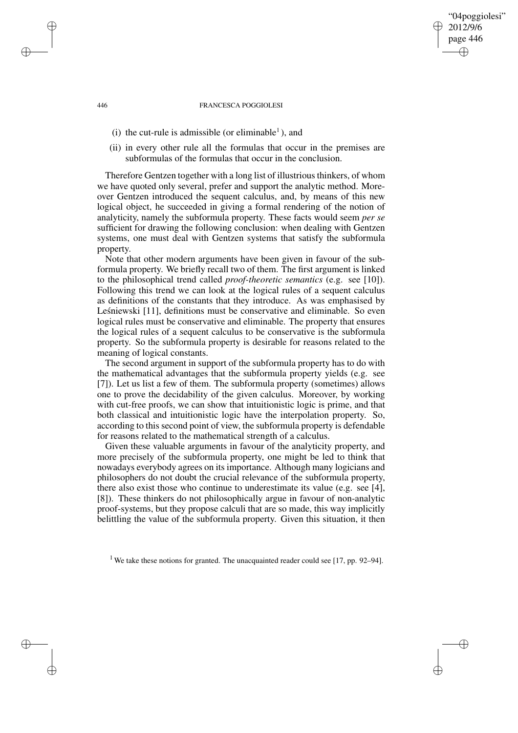(i) the cut-rule is admissible (or eliminable[1]), and

(ii) in every other rule all the formulas that occur in the premises are subformulas of the formulas that occur in the conclusion.

Therefore Gentzen together with a long list of illustrious thinkers, of whom we have quoted only several, prefer and support the analytic method. Moreover Gentzen introduced the sequent calculus, and, by means of this new logical object, he succeeded in giving a formal rendering of the notion of analyticity, namely the subformula property. These facts would seem *per se* sufficient for drawing the following conclusion: when dealing with Gentzen systems, one must deal with Gentzen systems that satisfy the subformula property.

Note that other modern arguments have been given in favour of the subformula property. We briefly recall two of them. The first argument is linked to the philosophical trend called *proof-theoretic semantics* (e.g. see [10]). Following this trend we can look at the logical rules of a sequent calculus as definitions of the constants that they introduce. As was emphasised by Leśniewski [11], definitions must be conservative and eliminable. So even logical rules must be conservative and eliminable. The property that ensures the logical rules of a sequent calculus to be conservative is the subformula property. So the subformula property is desirable for reasons related to the meaning of logical constants.

The second argument in support of the subformula property has to do with the mathematical advantages that the subformula property yields (e.g. see [7]). Let us list a few of them. The subformula property (sometimes) allows one to prove the decidability of the given calculus. Moreover, by working with cut-free proofs, we can show that intuitionistic logic is prime, and that both classical and intuitionistic logic have the interpolation property. So, according to this second point of view, the subformula property is defendable for reasons related to the mathematical strength of a calculus.

Given these valuable arguments in favour of the analyticity property, and more precisely of the subformula property, one might be led to think that nowadays everybody agrees on its importance. Although many logicians and philosophers do not doubt the crucial relevance of the subformula property, there also exist those who continue to underestimate its value (e.g. see [4], [8]). These thinkers do not philosophically argue in favour of non-analytic proof-systems, but they propose calculi that are so made, this way implicitly belittling the value of the subformula property. Given this situation, it then

[1] We take these notions for granted. The unacquainted reader could see [17, pp. 92–94].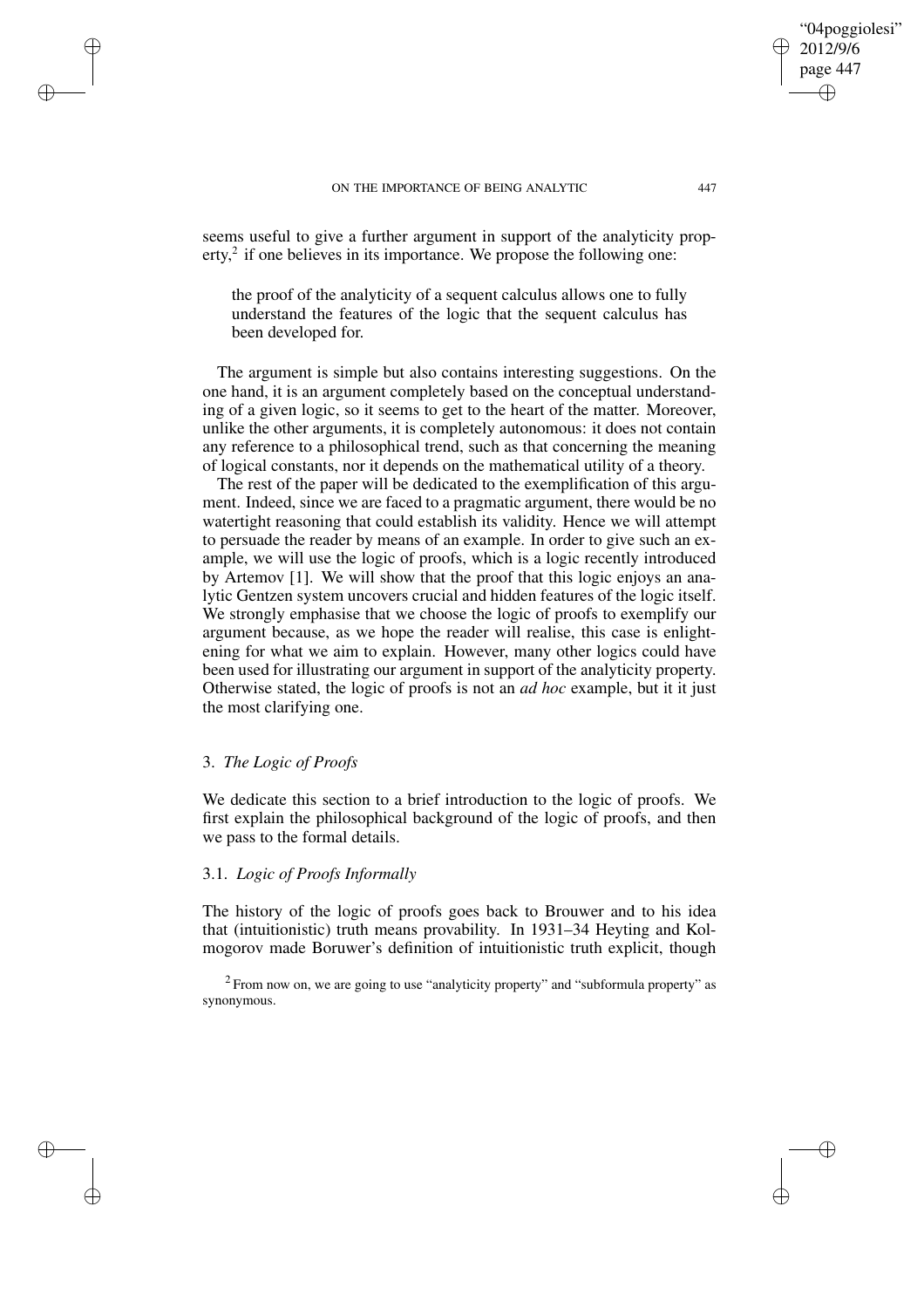seems useful to give a further argument in support of the analyticity property,[2] if one believes in its importance. We propose the following one:

> the proof of the analyticity of a sequent calculus allows one to fully understand the features of the logic that the sequent calculus has been developed for.

The argument is simple but also contains interesting suggestions. On the one hand, it is an argument completely based on the conceptual understanding of a given logic, so it seems to get to the heart of the matter. Moreover, unlike the other arguments, it is completely autonomous: it does not contain any reference to a philosophical trend, such as that concerning the meaning of logical constants, nor it depends on the mathematical utility of a theory.

The rest of the paper will be dedicated to the exemplification of this argument. Indeed, since we are faced to a pragmatic argument, there would be no watertight reasoning that could establish its validity. Hence we will attempt to persuade the reader by means of an example. In order to give such an example, we will use the logic of proofs, which is a logic recently introduced by Artemov [1]. We will show that the proof that this logic enjoys an analytic Gentzen system uncovers crucial and hidden features of the logic itself. We strongly emphasise that we choose the logic of proofs to exemplify our argument because, as we hope the reader will realise, this case is enlightening for what we aim to explain. However, many other logics could have been used for illustrating our argument in support of the analyticity property. Otherwise stated, the logic of proofs is not an *ad hoc* example, but it it just the most clarifying one.

## 3. *The Logic of Proofs*

We dedicate this section to a brief introduction to the logic of proofs. We first explain the philosophical background of the logic of proofs, and then we pass to the formal details.

### 3.1. *Logic of Proofs Informally*

The history of the logic of proofs goes back to Brouwer and to his idea that (intuitionistic) truth means provability. In 1931–34 Heyting and Kolmogorov made Boruwer's definition of intuitionistic truth explicit, though

[2] From now on, we are going to use "analyticity property" and "subformula property" as synonymous.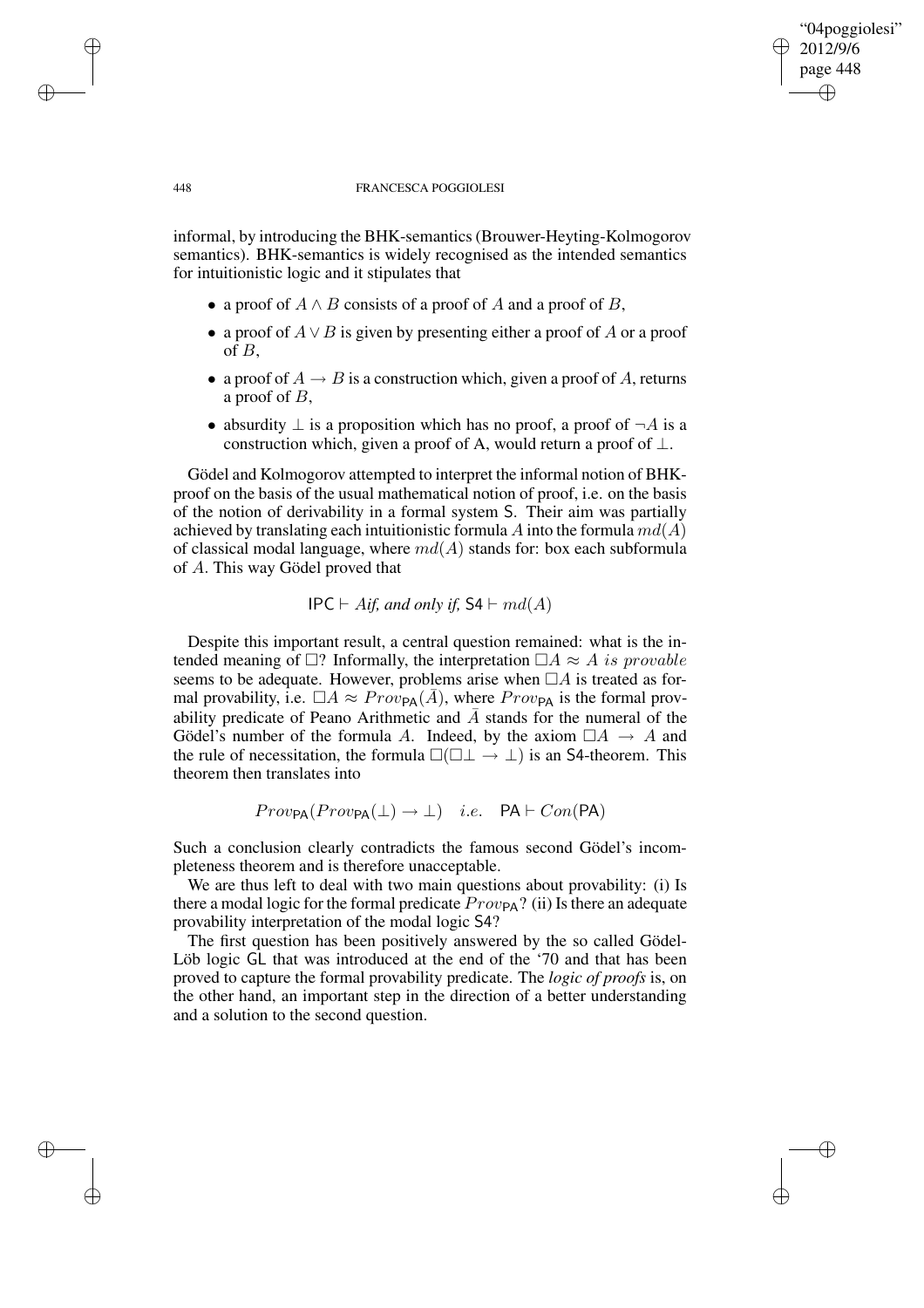informal, by introducing the BHK-semantics (Brouwer-Heyting-Kolmogorov semantics). BHK-semantics is widely recognised as the intended semantics for intuitionistic logic and it stipulates that

- a proof of $A \wedge B$ consists of a proof of $A$ and a proof of $B$,
- a proof of $A \vee B$ is given by presenting either a proof of $A$ or a proof of $B$,
- a proof of $A \rightarrow B$ is a construction which, given a proof of $A$, returns a proof of $B$,
- absurdity $\perp$ is a proposition which has no proof, a proof of $\neg A$ is a construction which, given a proof of A, would return a proof of $\perp$.

Gödel and Kolmogorov attempted to interpret the informal notion of BHK-proof on the basis of the usual mathematical notion of proof, i.e. on the basis of the notion of derivability in a formal system S. Their aim was partially achieved by translating each intuitionistic formula $A$ into the formula $md(A)$ of classical modal language, where $md(A)$ stands for: box each subformula of $A$. This way Gödel proved that

$$\mathsf{IPC} \vdash A \textit{ if, and only if, } \mathsf{S4} \vdash md(A)$$

Despite this important result, a central question remained: what is the intended meaning of $\Box$? Informally, the interpretation $\Box A \approx A \textit{ is provable}$ seems to be adequate. However, problems arise when $\Box A$ is treated as formal provability, i.e. $\Box A \approx Prov_{\mathsf{PA}}(\bar{A})$, where $Prov_{\mathsf{PA}}$ is the formal provability predicate of Peano Arithmetic and $\bar{A}$ stands for the numeral of the Gödel's number of the formula $A$. Indeed, by the axiom $\Box A \rightarrow A$ and the rule of necessitation, the formula $\Box(\Box\perp \rightarrow \perp)$ is an S4-theorem. This theorem then translates into

$$Prov_{\mathsf{PA}}(Prov_{\mathsf{PA}}(\perp) \rightarrow \perp) \quad i.e. \quad \mathsf{PA} \vdash Con(\mathsf{PA})$$

Such a conclusion clearly contradicts the famous second Gödel's incompleteness theorem and is therefore unacceptable.

We are thus left to deal with two main questions about provability: (i) Is there a modal logic for the formal predicate $Prov_{\mathsf{PA}}$? (ii) Is there an adequate provability interpretation of the modal logic S4?

The first question has been positively answered by the so called Gödel-Löb logic GL that was introduced at the end of the '70 and that has been proved to capture the formal provability predicate. The *logic of proofs* is, on the other hand, an important step in the direction of a better understanding and a solution to the second question.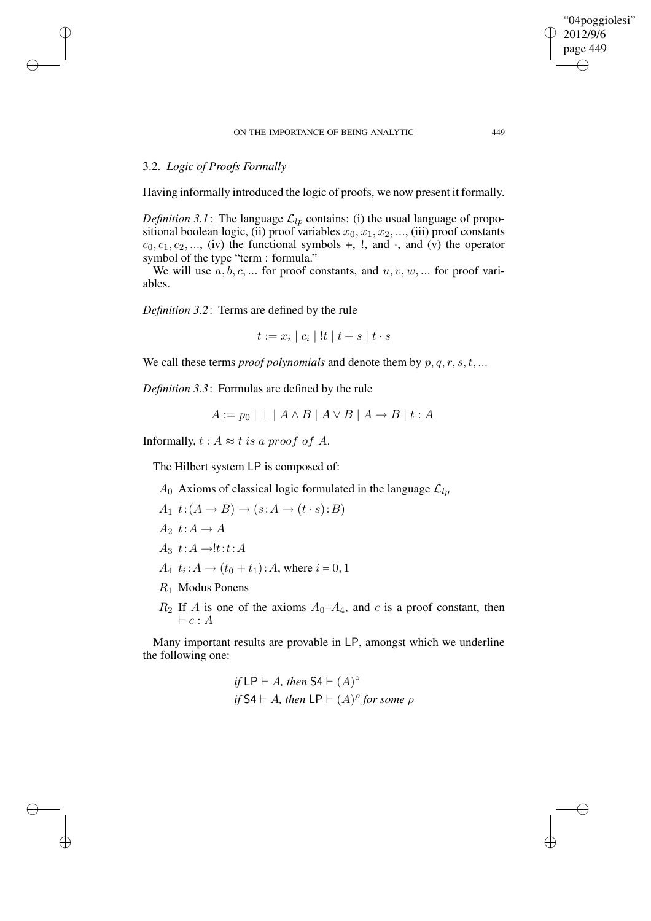### 3.2. *Logic of Proofs Formally*

Having informally introduced the logic of proofs, we now present it formally.

*Definition 3.1*: The language $\mathcal{L}_{lp}$ contains: (i) the usual language of propositional boolean logic, (ii) proof variables $x_0, x_1, x_2, ...$, (iii) proof constants $c_0, c_1, c_2, ...$, (iv) the functional symbols +, !, and $\cdot$, and (v) the operator symbol of the type "term : formula."

We will use $a, b, c, ...$ for proof constants, and $u, v, w, ...$ for proof variables.

*Definition 3.2*: Terms are defined by the rule

$$t := x_i \mid c_i \mid !t \mid t + s \mid t \cdot s$$

We call these terms *proof polynomials* and denote them by $p, q, r, s, t, ...$

*Definition 3.3*: Formulas are defined by the rule

$$A := p_0 \mid \bot \mid A \wedge B \mid A \vee B \mid A \rightarrow B \mid t : A$$

Informally, $t : A \approx t \; is \; a \; proof \; of \; A$.

The Hilbert system LP is composed of:

- $A_0$ Axioms of classical logic formulated in the language $\mathcal{L}_{lp}$
- $A_1$ $t:(A \rightarrow B) \rightarrow (s:A \rightarrow (t \cdot s):B)$
- $A_2$ $t:A \rightarrow A$
- $A_3$ $t:A \rightarrow !t:t:A$
- $A_4$ $t_i:A \rightarrow (t_0 + t_1):A$, where $i = 0, 1$
- $R_1$ Modus Ponens
- $R_2$ If $A$ is one of the axioms $A_0$–$A_4$, and $c$ is a proof constant, then $\vdash c : A$

Many important results are provable in LP, amongst which we underline the following one:

*if* $\mathsf{LP} \vdash A$*, then* $\mathsf{S4} \vdash (A)^{\circ}$
*if* $\mathsf{S4} \vdash A$*, then* $\mathsf{LP} \vdash (A)^{\rho}$ *for some* $\rho$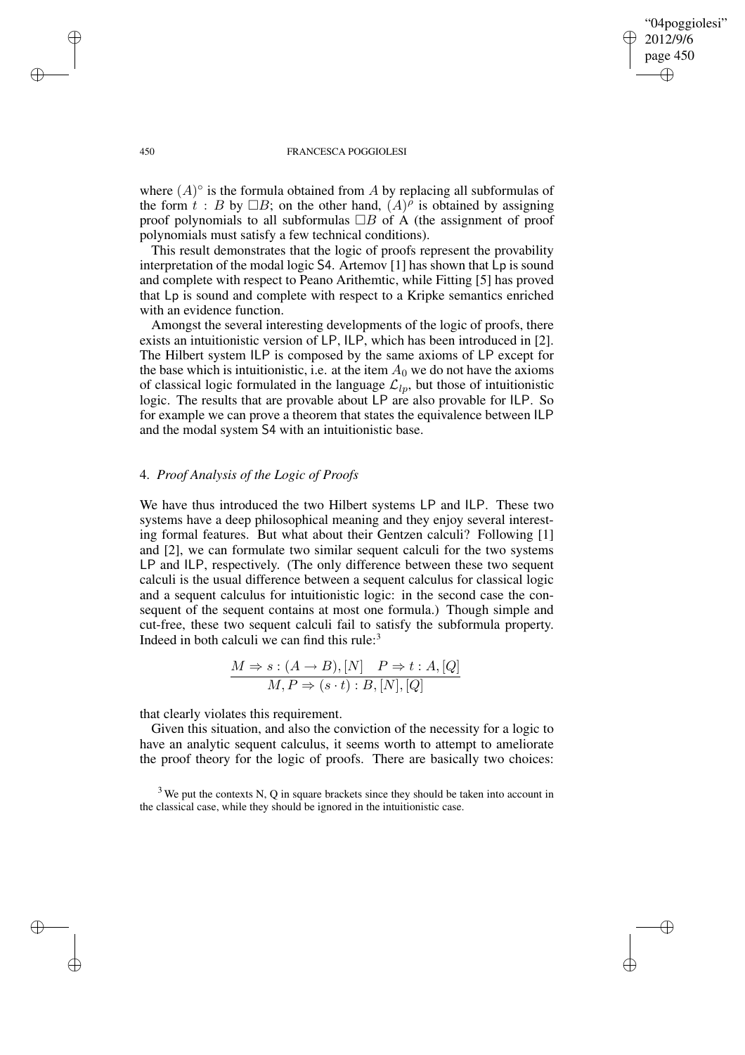where $(A)^\circ$ is the formula obtained from $A$ by replacing all subformulas of the form $t : B$ by $\Box B$; on the other hand, $(A)^\rho$ is obtained by assigning proof polynomials to all subformulas $\Box B$ of A (the assignment of proof polynomials must satisfy a few technical conditions).

This result demonstrates that the logic of proofs represent the provability interpretation of the modal logic S4. Artemov [1] has shown that Lp is sound and complete with respect to Peano Arithemtic, while Fitting [5] has proved that Lp is sound and complete with respect to a Kripke semantics enriched with an evidence function.

Amongst the several interesting developments of the logic of proofs, there exists an intuitionistic version of LP, ILP, which has been introduced in [2]. The Hilbert system ILP is composed by the same axioms of LP except for the base which is intuitionistic, i.e. at the item $A_0$ we do not have the axioms of classical logic formulated in the language $\mathcal{L}_{lp}$, but those of intuitionistic logic. The results that are provable about LP are also provable for ILP. So for example we can prove a theorem that states the equivalence between ILP and the modal system S4 with an intuitionistic base.

## 4. *Proof Analysis of the Logic of Proofs*

We have thus introduced the two Hilbert systems LP and ILP. These two systems have a deep philosophical meaning and they enjoy several interesting formal features. But what about their Gentzen calculi? Following [1] and [2], we can formulate two similar sequent calculi for the two systems LP and ILP, respectively. (The only difference between these two sequent calculi is the usual difference between a sequent calculus for classical logic and a sequent calculus for intuitionistic logic: in the second case the consequent of the sequent contains at most one formula.) Though simple and cut-free, these two sequent calculi fail to satisfy the subformula property. Indeed in both calculi we can find this rule:[3]

$$\frac{M \Rightarrow s : (A \to B), [N] \quad P \Rightarrow t : A, [Q]}{M, P \Rightarrow (s \cdot t) : B, [N], [Q]}$$

that clearly violates this requirement.

Given this situation, and also the conviction of the necessity for a logic to have an analytic sequent calculus, it seems worth to attempt to ameliorate the proof theory for the logic of proofs. There are basically two choices:

[3] We put the contexts N, Q in square brackets since they should be taken into account in the classical case, while they should be ignored in the intuitionistic case.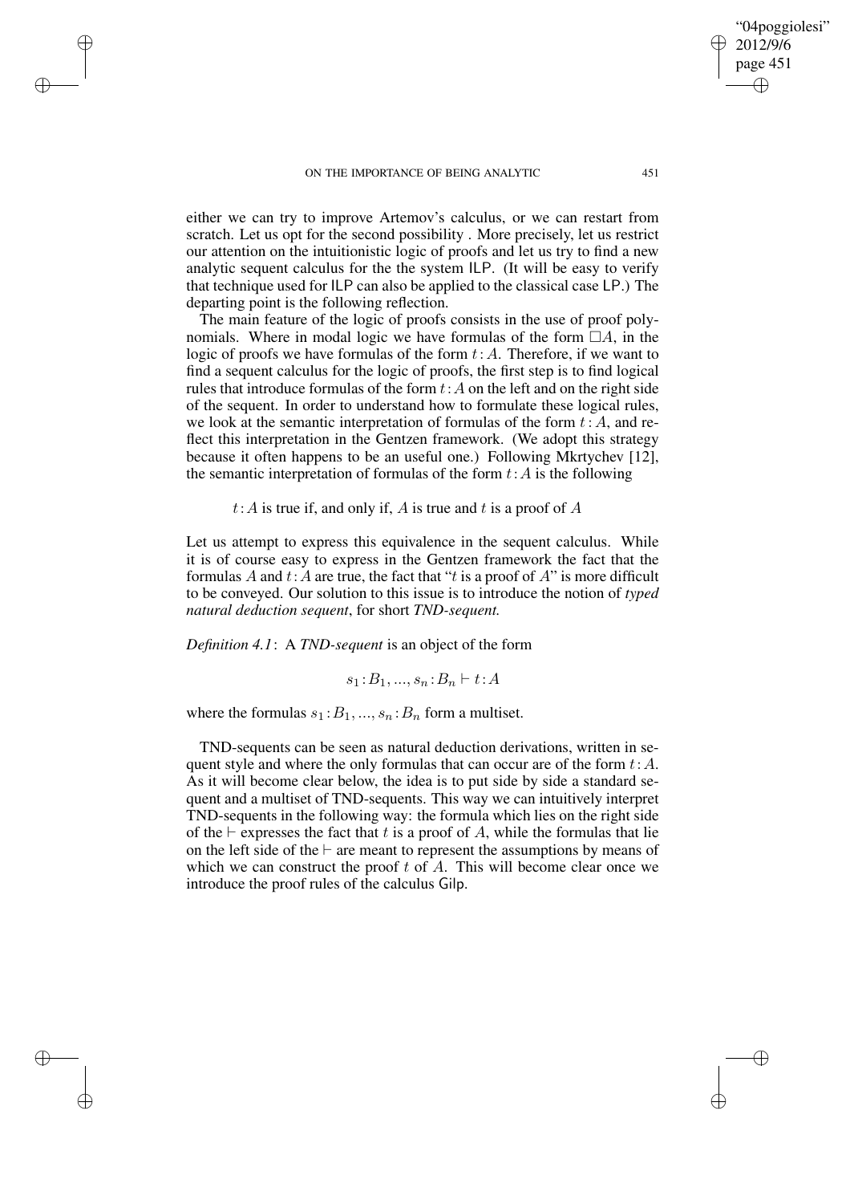either we can try to improve Artemov's calculus, or we can restart from scratch. Let us opt for the second possibility . More precisely, let us restrict our attention on the intuitionistic logic of proofs and let us try to find a new analytic sequent calculus for the the system ILP. (It will be easy to verify that technique used for ILP can also be applied to the classical case LP.) The departing point is the following reflection.

The main feature of the logic of proofs consists in the use of proof polynomials. Where in modal logic we have formulas of the form $\Box A$, in the logic of proofs we have formulas of the form $t : A$. Therefore, if we want to find a sequent calculus for the logic of proofs, the first step is to find logical rules that introduce formulas of the form $t : A$ on the left and on the right side of the sequent. In order to understand how to formulate these logical rules, we look at the semantic interpretation of formulas of the form $t : A$, and reflect this interpretation in the Gentzen framework. (We adopt this strategy because it often happens to be an useful one.) Following Mkrtychev [12], the semantic interpretation of formulas of the form $t : A$ is the following

$t : A$ is true if, and only if, $A$ is true and $t$ is a proof of $A$

Let us attempt to express this equivalence in the sequent calculus. While it is of course easy to express in the Gentzen framework the fact that the formulas $A$ and $t : A$ are true, the fact that "$t$ is a proof of $A$" is more difficult to be conveyed. Our solution to this issue is to introduce the notion of *typed natural deduction sequent*, for short *TND-sequent.*

*Definition 4.1*: A *TND-sequent* is an object of the form

$$s_1 : B_1, ..., s_n : B_n \vdash t : A$$

where the formulas $s_1 : B_1, ..., s_n : B_n$ form a multiset.

TND-sequents can be seen as natural deduction derivations, written in sequent style and where the only formulas that can occur are of the form $t : A$. As it will become clear below, the idea is to put side by side a standard sequent and a multiset of TND-sequents. This way we can intuitively interpret TND-sequents in the following way: the formula which lies on the right side of the $\vdash$ expresses the fact that $t$ is a proof of $A$, while the formulas that lie on the left side of the $\vdash$ are meant to represent the assumptions by means of which we can construct the proof $t$ of $A$. This will become clear once we introduce the proof rules of the calculus Gilp.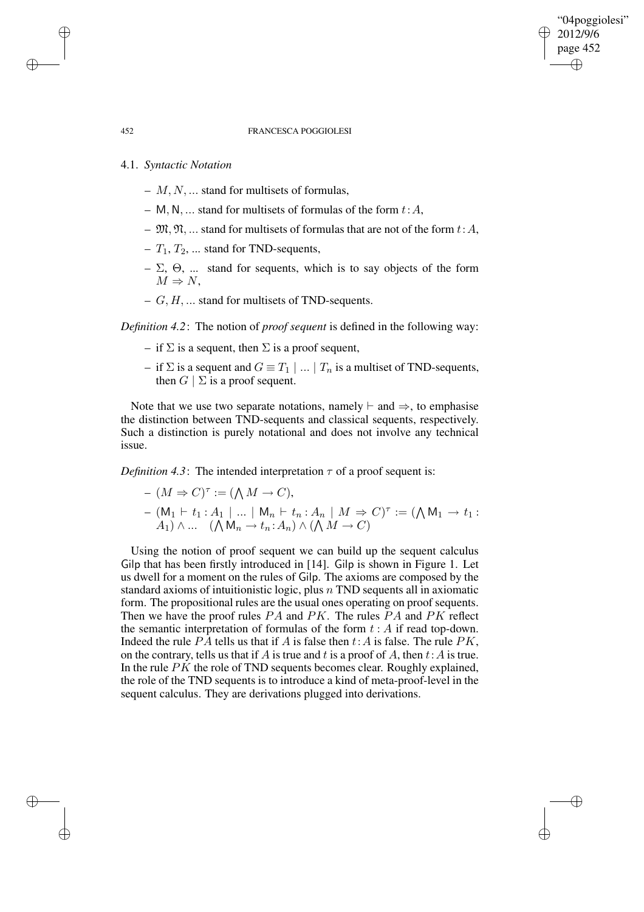### 4.1. *Syntactic Notation*

- $M, N, ...$ stand for multisets of formulas,
- $\mathsf{M}, \mathsf{N}, ...$ stand for multisets of formulas of the form $t : A$,
- $\mathfrak{M}, \mathfrak{N}, ...$ stand for multisets of formulas that are not of the form $t : A$,
- $T_1, T_2, ...$ stand for TND-sequents,
- $\Sigma$, $\Theta$, ... stand for sequents, which is to say objects of the form $M \Rightarrow N$,
- $G, H, ...$ stand for multisets of TND-sequents.

*Definition 4.2*: The notion of *proof sequent* is defined in the following way:

- if $\Sigma$ is a sequent, then $\Sigma$ is a proof sequent,
- if $\Sigma$ is a sequent and $G \equiv T_1 \mid ... \mid T_n$ is a multiset of TND-sequents, then $G \mid \Sigma$ is a proof sequent.

Note that we use two separate notations, namely $\vdash$ and $\Rightarrow$, to emphasise the distinction between TND-sequents and classical sequents, respectively. Such a distinction is purely notational and does not involve any technical issue.

*Definition 4.3*: The intended interpretation $\tau$ of a proof sequent is:

- $(M \Rightarrow C)^\tau := (\bigwedge M \rightarrow C)$,
- $(\mathsf{M}_1 \vdash t_1 : A_1 \mid ... \mid \mathsf{M}_n \vdash t_n : A_n \mid M \Rightarrow C)^\tau := (\bigwedge \mathsf{M}_1 \rightarrow t_1 : A_1) \wedge ... \quad (\bigwedge \mathsf{M}_n \rightarrow t_n : A_n) \wedge (\bigwedge M \rightarrow C)$

Using the notion of proof sequent we can build up the sequent calculus $\mathsf{Gilp}$ that has been firstly introduced in [14]. $\mathsf{Gilp}$ is shown in Figure 1. Let us dwell for a moment on the rules of $\mathsf{Gilp}$. The axioms are composed by the standard axioms of intuitionistic logic, plus $n$ TND sequents all in axiomatic form. The propositional rules are the usual ones operating on proof sequents. Then we have the proof rules $PA$ and $PK$. The rules $PA$ and $PK$ reflect the semantic interpretation of formulas of the form $t : A$ if read top-down. Indeed the rule $PA$ tells us that if $A$ is false then $t : A$ is false. The rule $PK$, on the contrary, tells us that if $A$ is true and $t$ is a proof of $A$, then $t : A$ is true. In the rule $PK$ the role of TND sequents becomes clear. Roughly explained, the role of the TND sequents is to introduce a kind of meta-proof-level in the sequent calculus. They are derivations plugged into derivations.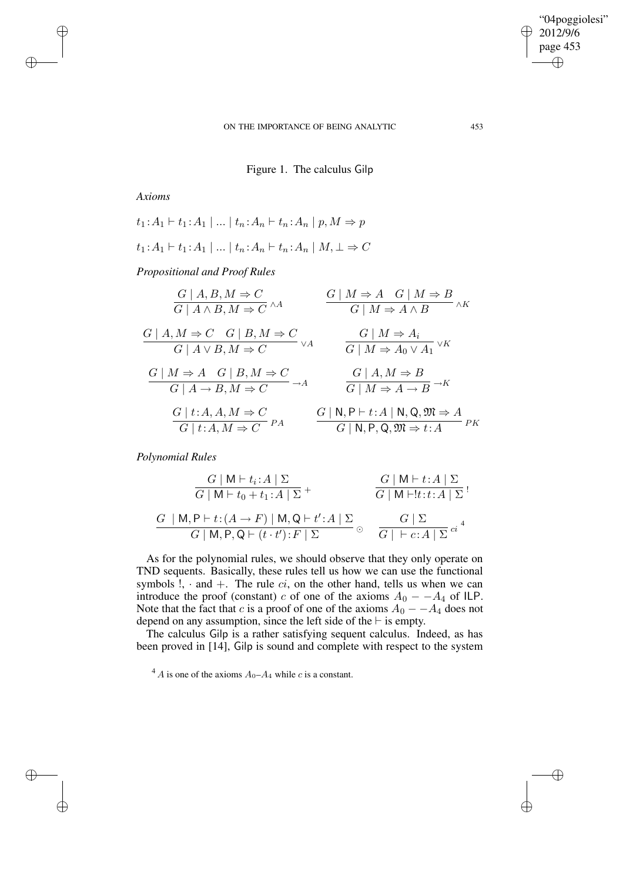Figure 1. The calculus Gilp

*Axioms*

$$t_1 : A_1 \vdash t_1 : A_1 \mid ... \mid t_n : A_n \vdash t_n : A_n \mid p, M \Rightarrow p$$

$$t_1 : A_1 \vdash t_1 : A_1 \mid ... \mid t_n : A_n \vdash t_n : A_n \mid M, \bot \Rightarrow C$$

*Propositional and Proof Rules*

$$\frac{G \mid A, B, M \Rightarrow C}{G \mid A \wedge B, M \Rightarrow C} \wedge A \qquad \frac{G \mid M \Rightarrow A \quad G \mid M \Rightarrow B}{G \mid M \Rightarrow A \wedge B} \wedge K$$

$$\frac{G \mid A, M \Rightarrow C \quad G \mid B, M \Rightarrow C}{G \mid A \vee B, M \Rightarrow C} \vee A \qquad \frac{G \mid M \Rightarrow A_i}{G \mid M \Rightarrow A_0 \vee A_1} \vee K$$

$$\frac{G \mid M \Rightarrow A \quad G \mid B, M \Rightarrow C}{G \mid A \rightarrow B, M \Rightarrow C} \rightarrow A \qquad \frac{G \mid A, M \Rightarrow B}{G \mid M \Rightarrow A \rightarrow B} \rightarrow K$$

$$\frac{G \mid t : A, A, M \Rightarrow C}{G \mid t : A, M \Rightarrow C} PA \qquad \frac{G \mid \mathsf{N}, \mathsf{P} \vdash t : A \mid \mathsf{N}, \mathsf{Q}, \mathfrak{M} \Rightarrow A}{G \mid \mathsf{N}, \mathsf{P}, \mathsf{Q}, \mathfrak{M} \Rightarrow t : A} PK$$

*Polynomial Rules*

$$\frac{G \mid \mathsf{M} \vdash t_i : A \mid \Sigma}{G \mid \mathsf{M} \vdash t_0 + t_1 : A \mid \Sigma} + \qquad \frac{G \mid \mathsf{M} \vdash t : A \mid \Sigma}{G \mid \mathsf{M} \vdash !t : t : A \mid \Sigma} \,!$$

$$\frac{G \mid \mathsf{M}, \mathsf{P} \vdash t : (A \rightarrow F) \mid \mathsf{M}, \mathsf{Q} \vdash t' : A \mid \Sigma}{G \mid \mathsf{M}, \mathsf{P}, \mathsf{Q} \vdash (t \cdot t') : F \mid \Sigma} \odot \qquad \frac{G \mid \Sigma}{G \mid \ \vdash c : A \mid \Sigma} ci$$ [4]

As for the polynomial rules, we should observe that they only operate on TND sequents. Basically, these rules tell us how we can use the functional symbols $!$, $\cdot$ and $+$. The rule $ci$, on the other hand, tells us when we can introduce the proof (constant) $c$ of one of the axioms $A_0 - -A_4$ of ILP. Note that the fact that $c$ is a proof of one of the axioms $A_0 - -A_4$ does not depend on any assumption, since the left side of the $\vdash$ is empty.

The calculus Gilp is a rather satisfying sequent calculus. Indeed, as has been proved in [14], Gilp is sound and complete with respect to the system

[4] $A$ is one of the axioms $A_0$–$A_4$ while $c$ is a constant.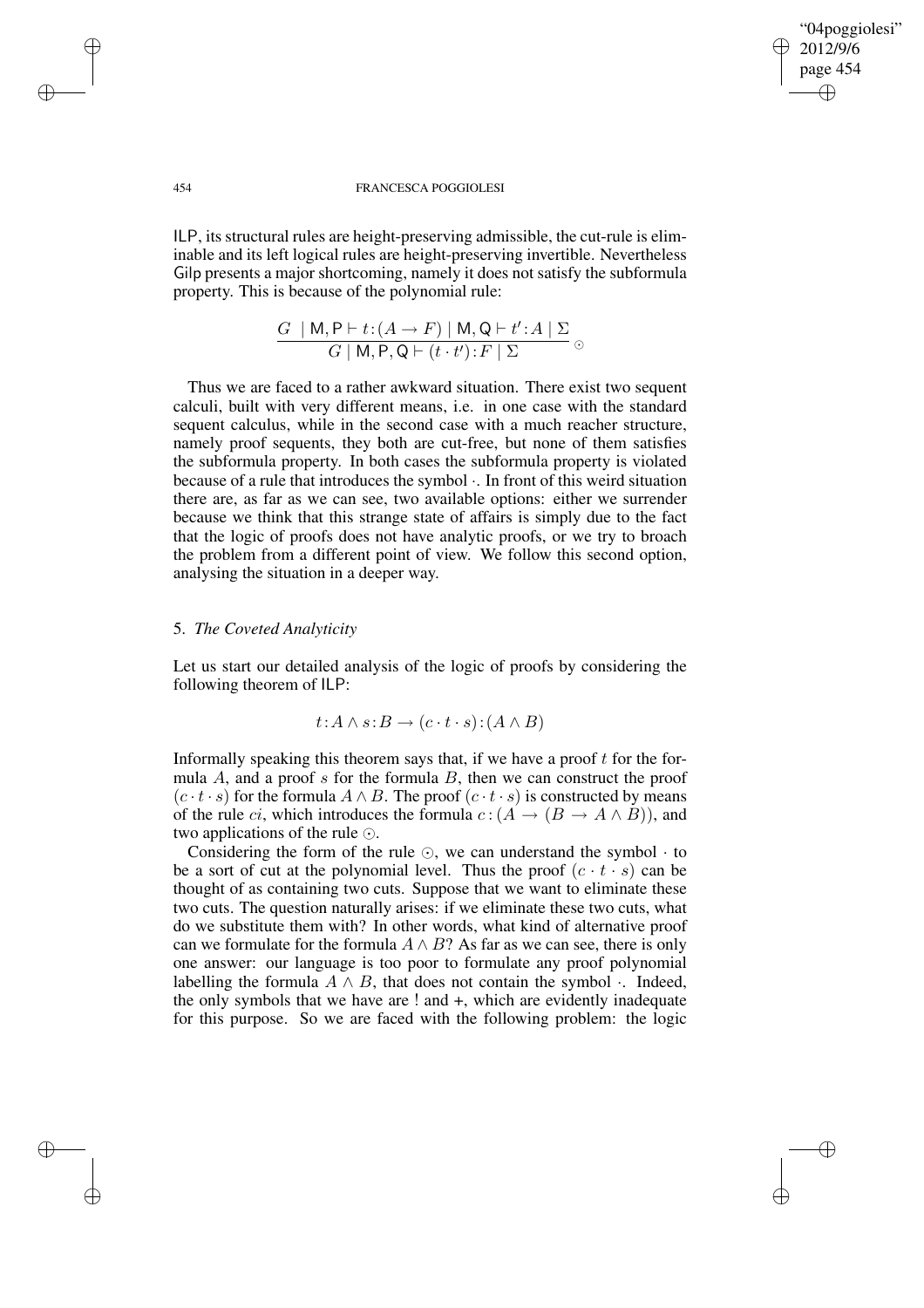ILP, its structural rules are height-preserving admissible, the cut-rule is eliminable and its left logical rules are height-preserving invertible. Nevertheless Gilp presents a major shortcoming, namely it does not satisfy the subformula property. This is because of the polynomial rule:

$$\frac{G \mid \mathsf{M}, \mathsf{P} \vdash t : (A \to F) \mid \mathsf{M}, \mathsf{Q} \vdash t' : A \mid \Sigma}{G \mid \mathsf{M}, \mathsf{P}, \mathsf{Q} \vdash (t \cdot t') : F \mid \Sigma} \odot$$

Thus we are faced to a rather awkward situation. There exist two sequent calculi, built with very different means, i.e. in one case with the standard sequent calculus, while in the second case with a much reacher structure, namely proof sequents, they both are cut-free, but none of them satisfies the subformula property. In both cases the subformula property is violated because of a rule that introduces the symbol $\cdot$. In front of this weird situation there are, as far as we can see, two available options: either we surrender because we think that this strange state of affairs is simply due to the fact that the logic of proofs does not have analytic proofs, or we try to broach the problem from a different point of view. We follow this second option, analysing the situation in a deeper way.

## 5. *The Coveted Analyticity*

Let us start our detailed analysis of the logic of proofs by considering the following theorem of ILP:

$$t : A \wedge s : B \to (c \cdot t \cdot s) : (A \wedge B)$$

Informally speaking this theorem says that, if we have a proof $t$ for the formula $A$, and a proof $s$ for the formula $B$, then we can construct the proof $(c \cdot t \cdot s)$ for the formula $A \wedge B$. The proof $(c \cdot t \cdot s)$ is constructed by means of the rule $ci$, which introduces the formula $c : (A \to (B \to A \wedge B))$, and two applications of the rule $\odot$.

Considering the form of the rule $\odot$, we can understand the symbol $\cdot$ to be a sort of cut at the polynomial level. Thus the proof $(c \cdot t \cdot s)$ can be thought of as containing two cuts. Suppose that we want to eliminate these two cuts. The question naturally arises: if we eliminate these two cuts, what do we substitute them with? In other words, what kind of alternative proof can we formulate for the formula $A \wedge B$? As far as we can see, there is only one answer: our language is too poor to formulate any proof polynomial labelling the formula $A \wedge B$, that does not contain the symbol $\cdot$. Indeed, the only symbols that we have are ! and +, which are evidently inadequate for this purpose. So we are faced with the following problem: the logic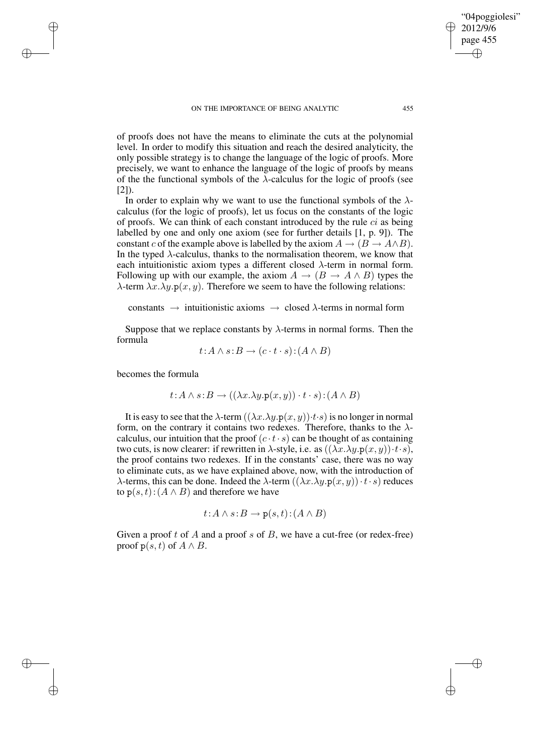of proofs does not have the means to eliminate the cuts at the polynomial level. In order to modify this situation and reach the desired analyticity, the only possible strategy is to change the language of the logic of proofs. More precisely, we want to enhance the language of the logic of proofs by means of the the functional symbols of the $\lambda$-calculus for the logic of proofs (see [2]).

In order to explain why we want to use the functional symbols of the $\lambda$-calculus (for the logic of proofs), let us focus on the constants of the logic of proofs. We can think of each constant introduced by the rule $ci$ as being labelled by one and only one axiom (see for further details [1, p. 9]). The constant $c$ of the example above is labelled by the axiom $A \rightarrow (B \rightarrow A \wedge B)$. In the typed $\lambda$-calculus, thanks to the normalisation theorem, we know that each intuitionistic axiom types a different closed $\lambda$-term in normal form. Following up with our example, the axiom $A \rightarrow (B \rightarrow A \wedge B)$ types the $\lambda$-term $\lambda x.\lambda y.\mathtt{p}(x, y)$. Therefore we seem to have the following relations:

constants $\rightarrow$ intuitionistic axioms $\rightarrow$ closed $\lambda$-terms in normal form

Suppose that we replace constants by $\lambda$-terms in normal forms. Then the formula

$$t\!:\!A \wedge s\!:\!B \rightarrow (c \cdot t \cdot s)\!:\!(A \wedge B)$$

becomes the formula

$$t\!:\!A \wedge s\!:\!B \rightarrow ((\lambda x.\lambda y.\mathtt{p}(x, y)) \cdot t \cdot s)\!:\!(A \wedge B)$$

It is easy to see that the $\lambda$-term $((\lambda x.\lambda y.\mathtt{p}(x, y)) \cdot t \cdot s)$ is no longer in normal form, on the contrary it contains two redexes. Therefore, thanks to the $\lambda$-calculus, our intuition that the proof $(c \cdot t \cdot s)$ can be thought of as containing two cuts, is now clearer: if rewritten in $\lambda$-style, i.e. as $((\lambda x.\lambda y.\mathtt{p}(x, y)) \cdot t \cdot s)$, the proof contains two redexes. If in the constants' case, there was no way to eliminate cuts, as we have explained above, now, with the introduction of $\lambda$-terms, this can be done. Indeed the $\lambda$-term $((\lambda x.\lambda y.\mathtt{p}(x, y)) \cdot t \cdot s)$ reduces to $\mathtt{p}(s, t)\!:\!(A \wedge B)$ and therefore we have

$$t\!:\!A \wedge s\!:\!B \rightarrow \mathtt{p}(s, t)\!:\!(A \wedge B)$$

Given a proof $t$ of $A$ and a proof $s$ of $B$, we have a cut-free (or redex-free) proof $\mathtt{p}(s, t)$ of $A \wedge B$.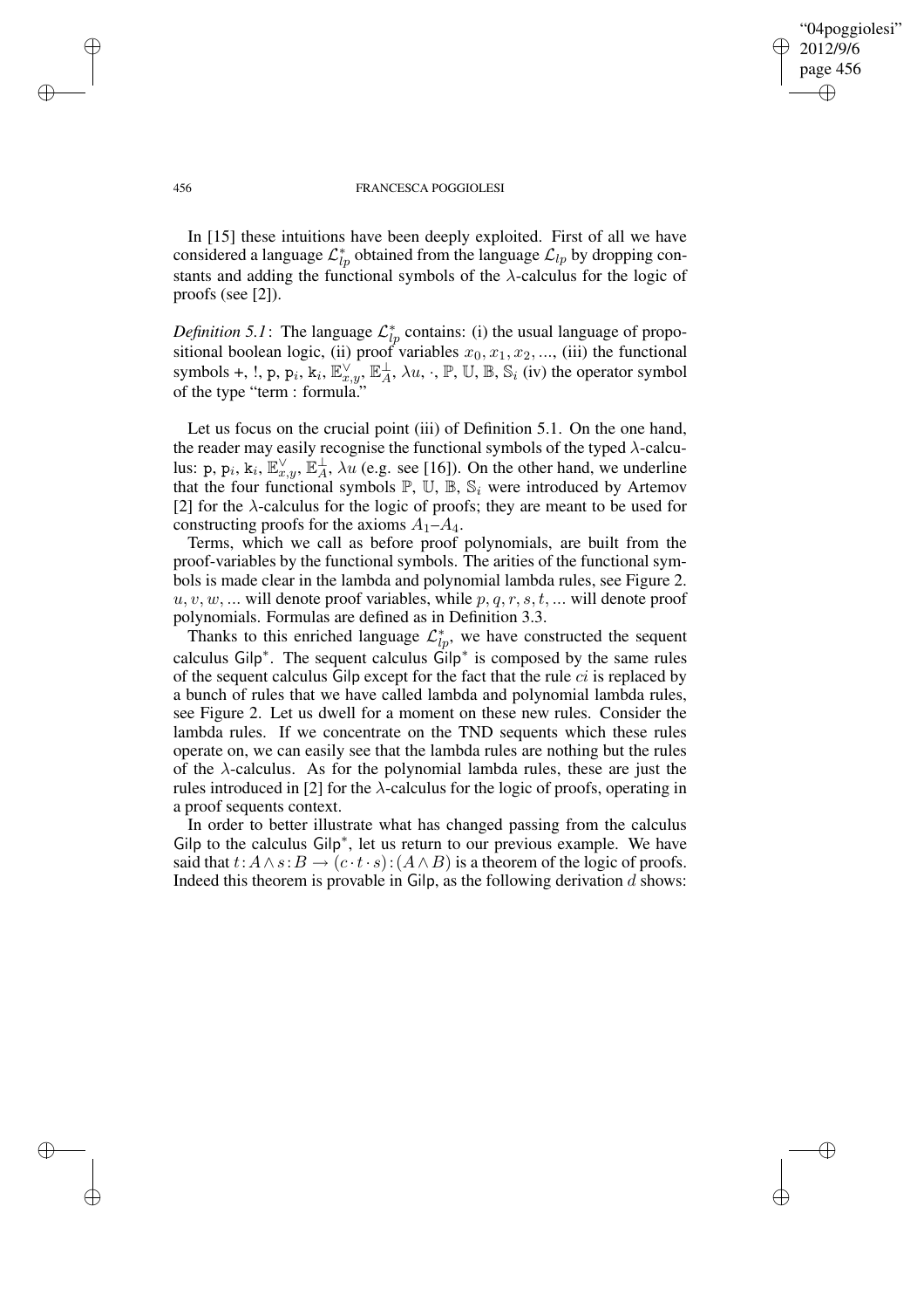In [15] these intuitions have been deeply exploited. First of all we have considered a language $\mathcal{L}^*_{lp}$ obtained from the language $\mathcal{L}_{lp}$ by dropping constants and adding the functional symbols of the $\lambda$-calculus for the logic of proofs (see [2]).

*Definition 5.1*: The language $\mathcal{L}^*_{lp}$ contains: (i) the usual language of propositional boolean logic, (ii) proof variables $x_0, x_1, x_2, ...$, (iii) the functional symbols $+$, $!$, $\mathtt{p}$, $\mathtt{p}_i$, $\mathtt{k}_i$, $\mathbb{E}^{\vee}_{x,y}$, $\mathbb{E}^{\perp}_{A}$, $\lambda u$, $\cdot$, $\mathbb{P}$, $\mathbb{U}$, $\mathbb{B}$, $\mathbb{S}_i$ (iv) the operator symbol of the type "term : formula."

Let us focus on the crucial point (iii) of Definition 5.1. On the one hand, the reader may easily recognise the functional symbols of the typed $\lambda$-calculus: $\mathtt{p}$, $\mathtt{p}_i$, $\mathtt{k}_i$, $\mathbb{E}^{\vee}_{x,y}$, $\mathbb{E}^{\perp}_{A}$, $\lambda u$ (e.g. see [16]). On the other hand, we underline that the four functional symbols $\mathbb{P}$, $\mathbb{U}$, $\mathbb{B}$, $\mathbb{S}_i$ were introduced by Artemov [2] for the $\lambda$-calculus for the logic of proofs; they are meant to be used for constructing proofs for the axioms $A_1$–$A_4$.

Terms, which we call as before proof polynomials, are built from the proof-variables by the functional symbols. The arities of the functional symbols is made clear in the lambda and polynomial lambda rules, see Figure 2. $u, v, w, ...$ will denote proof variables, while $p, q, r, s, t, ...$ will denote proof polynomials. Formulas are defined as in Definition 3.3.

Thanks to this enriched language $\mathcal{L}^*_{lp}$, we have constructed the sequent calculus $\mathsf{Gilp}^*$. The sequent calculus $\mathsf{Gilp}^*$ is composed by the same rules of the sequent calculus $\mathsf{Gilp}$ except for the fact that the rule $ci$ is replaced by a bunch of rules that we have called lambda and polynomial lambda rules, see Figure 2. Let us dwell for a moment on these new rules. Consider the lambda rules. If we concentrate on the TND sequents which these rules operate on, we can easily see that the lambda rules are nothing but the rules of the $\lambda$-calculus. As for the polynomial lambda rules, these are just the rules introduced in [2] for the $\lambda$-calculus for the logic of proofs, operating in a proof sequents context.

In order to better illustrate what has changed passing from the calculus $\mathsf{Gilp}$ to the calculus $\mathsf{Gilp}^*$, let us return to our previous example. We have said that $t{:}A \wedge s{:}B \rightarrow (c \cdot t \cdot s){:}(A \wedge B)$ is a theorem of the logic of proofs. Indeed this theorem is provable in $\mathsf{Gilp}$, as the following derivation $d$ shows: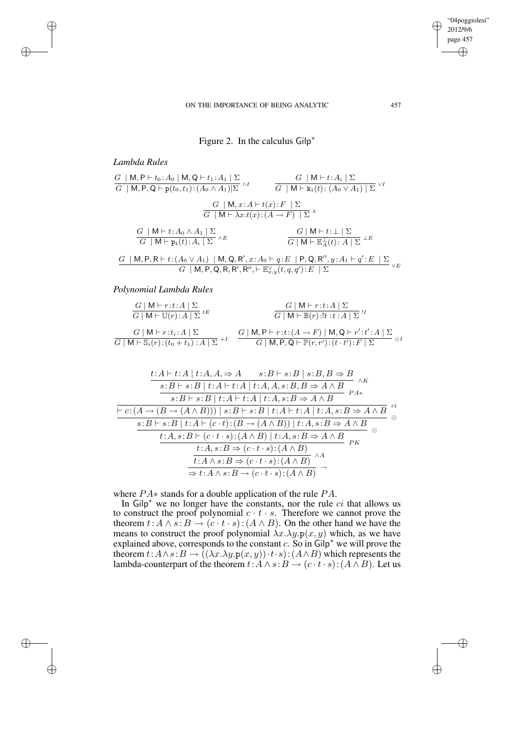Figure 2. In the calculus $\mathsf{Gilp}^*$

*Lambda Rules*

$$\frac{G \;|\; \mathsf{M},\mathsf{P} \vdash t_0 : A_0 \;|\; \mathsf{M},\mathsf{Q} \vdash t_1 : A_1 \;|\; \Sigma}{G \;|\; \mathsf{M},\mathsf{P},\mathsf{Q} \vdash \mathtt{p}(t_0,t_1) : (A_0 \wedge A_1) | \Sigma}\, {\wedge I} \qquad \frac{G \;|\; \mathsf{M} \vdash t : A_i \;|\; \Sigma}{G \;|\; \mathsf{M} \vdash \mathtt{k_i}(t) : (A_0 \vee A_1) \;|\; \Sigma}\, {\vee I}$$

$$\frac{G \;|\; \mathsf{M}, x : A \vdash t(x) : F \;|\; \Sigma}{G \;|\; \mathsf{M} \vdash \lambda x.t(x) : (A \rightarrow F) \;|\; \Sigma}\, \lambda$$

$$\frac{G \;|\; \mathsf{M} \vdash t : A_0 \wedge A_1 \;|\; \Sigma}{G \;|\; \mathsf{M} \vdash \mathtt{p_i}(t) : A_i \;|\; \Sigma}\, {\wedge E} \qquad \frac{G \;|\; \mathsf{M} \vdash t : \bot \;|\; \Sigma}{G \;|\; \mathsf{M} \vdash \mathbb{E}^{\bot}_{A}(t) : A \;|\; \Sigma}\, {\bot E}$$

$$\frac{G \;|\; \mathsf{M},\mathsf{P},\mathsf{R} \vdash t : (A_0 \vee A_1) \;|\; \mathsf{M},\mathsf{Q},\mathsf{R}', x : A_0 \vdash q : E \;|\; \mathsf{P},\mathsf{Q},\mathsf{R}'', y : A_1 \vdash q' : E \;|\; \Sigma}{G \;|\; \mathsf{M},\mathsf{P},\mathsf{Q},\mathsf{R},\mathsf{R}',\mathsf{R}'', \vdash \mathbb{E}^{\vee}_{x,y}(t,q,q') : E \;|\; \Sigma}\, {\vee E}$$

*Polynomial Lambda Rules*

$$\frac{G \;|\; \mathsf{M} \vdash r : t : A \;|\; \Sigma}{G \;|\; \mathsf{M} \vdash \mathbb{U}(r) : A \;|\; \Sigma}\, {tE} \qquad \frac{G \;|\; \mathsf{M} \vdash r : t : A \;|\; \Sigma}{G \;|\; \mathsf{M} \vdash \mathbb{B}(r) : !t : t : A \;|\; \Sigma}\, {!I}$$

$$\frac{G \;|\; \mathsf{M} \vdash r : t_i : A \;|\; \Sigma}{G \;|\; \mathsf{M} \vdash \mathbb{S}_i(r) : (t_0 + t_1) : A \;|\; \Sigma}\, {+I} \qquad \frac{G \;|\; \mathsf{M},\mathsf{P} \vdash r : t : (A \rightarrow F) \;|\; \mathsf{M},\mathsf{Q} \vdash r' : t' : A \;|\; \Sigma}{G \;|\; \mathsf{M},\mathsf{P},\mathsf{Q} \vdash \mathbb{P}(r,r') : (t \cdot t') : F \;|\; \Sigma}\, {\odot I}$$

$$\dfrac{\dfrac{\vdash c : (A \rightarrow (B \rightarrow (A \wedge B))) \;|\; s : B \vdash s : B \;|\; t : A \vdash t : A \;|\; t : A, s : B \Rightarrow A \wedge B \quad \dfrac{\dfrac{t : A \vdash t : A \;|\; t : A, A, \Rightarrow A \qquad s : B \vdash s : B \;|\; s : B, B \Rightarrow B}{s : B \vdash s : B \;|\; t : A \vdash t : A \;|\; t : A, A, s : B, B \Rightarrow A \wedge B}\, {\wedge K}}{s : B \vdash s : B \;|\; t : A \vdash t : A \;|\; t : A, s : B \Rightarrow A \wedge B}\, {PA*}}{\vdash c : (A \rightarrow (B \rightarrow (A \wedge B))) \;|\; s : B \vdash s : B \;|\; t : A \vdash t : A \;|\; t : A, s : B \Rightarrow A \wedge B}\, {ci}}{\dfrac{\dfrac{\dfrac{\dfrac{s : B \vdash s : B \;|\; t : A \vdash (c \cdot t) : (B \rightarrow (A \wedge B)) \;|\; t : A, s : B \Rightarrow A \wedge B}{t : A, s : B \vdash (c \cdot t \cdot s) : (A \wedge B) \;|\; t : A, s : B \Rightarrow A \wedge B}\, \odot}{t : A, s : B \Rightarrow (c \cdot t \cdot s) : (A \wedge B)}\, {PK}}{t : A \wedge s : B \Rightarrow (c \cdot t \cdot s) : (A \wedge B)}\, {\wedge A}}{\Rightarrow t : A \wedge s : B \rightarrow (c \cdot t \cdot s) : (A \wedge B)}\, \rightarrow}\, \odot$$

where $PA*$ stands for a double application of the rule $PA$.

In $\mathsf{Gilp}^*$ we no longer have the constants, nor the rule $ci$ that allows us to construct the proof polynomial $c \cdot t \cdot s$. Therefore we cannot prove the theorem $t : A \wedge s : B \rightarrow (c \cdot t \cdot s) : (A \wedge B)$. On the other hand we have the means to construct the proof polynomial $\lambda x.\lambda y.\mathtt{p}(x,y)$ which, as we have explained above, corresponds to the constant $c$. So in $\mathsf{Gilp}^*$ we will prove the theorem $t : A \wedge s : B \rightarrow ((\lambda x.\lambda y.\mathtt{p}(x,y)) \cdot t \cdot s) : (A \wedge B)$ which represents the lambda-counterpart of the theorem $t : A \wedge s : B \rightarrow (c \cdot t \cdot s) : (A \wedge B)$. Let us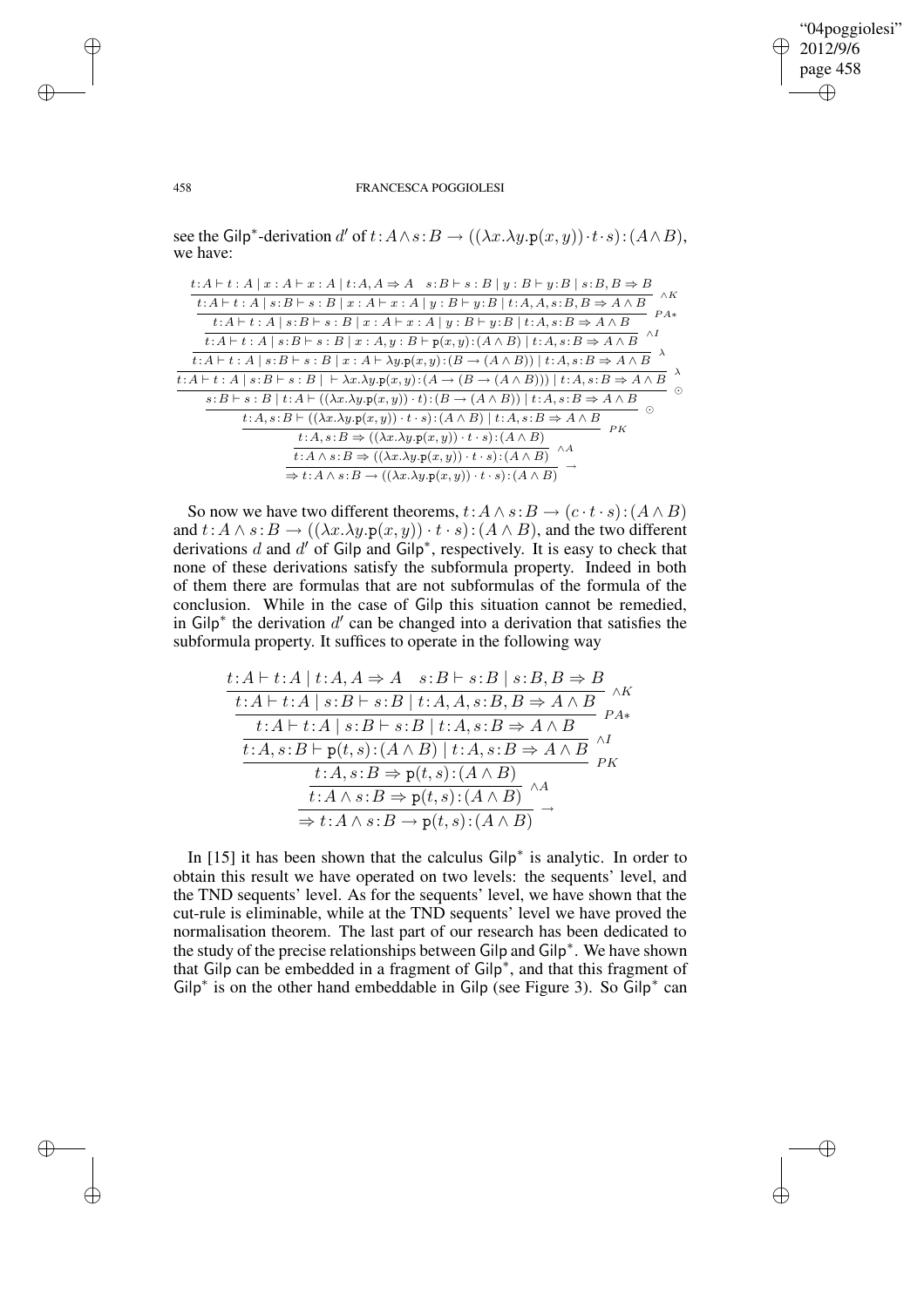see the $\mathsf{Gilp}^*$-derivation $d'$ of $t\!:\!A \wedge s\!:\!B \rightarrow ((\lambda x.\lambda y.\mathtt{p}(x,y))\cdot t \cdot s)\!:\!(A \wedge B)$, we have:

$$
\dfrac{\dfrac{\dfrac{\dfrac{\dfrac{\dfrac{\dfrac{\dfrac{\dfrac{\dfrac{t\!:\!A \vdash t:A \mid x:A \vdash x:A \mid t\!:\!A, A \Rightarrow A \quad s\!:\!B \vdash s:B \mid y:B \vdash y\!:\!B \mid s\!:\!B, B \Rightarrow B}{t\!:\!A \vdash t:A \mid s\!:\!B \vdash s:B \mid x:A \vdash x:A \mid y:B \vdash y\!:\!B \mid t\!:\!A, A, s\!:\!B, B \Rightarrow A \wedge B}\wedge K}{t\!:\!A \vdash t:A \mid s\!:\!B \vdash s:B \mid x:A \vdash x:A \mid y:B \vdash y\!:\!B \mid t\!:\!A, s\!:\!B \Rightarrow A \wedge B}PA*}{t\!:\!A \vdash t:A \mid s\!:\!B \vdash s:B \mid x:A, y:B \vdash \mathtt{p}(x,y)\!:\!(A\wedge B) \mid t\!:\!A, s\!:\!B \Rightarrow A \wedge B}\wedge I}{t\!:\!A \vdash t:A \mid s\!:\!B \vdash s:B \mid x:A \vdash \lambda y.\mathtt{p}(x,y)\!:\!(B \rightarrow (A\wedge B)) \mid t\!:\!A, s\!:\!B \Rightarrow A \wedge B}\lambda}{t\!:\!A \vdash t:A \mid s\!:\!B \vdash s:B \mid \vdash \lambda x.\lambda y.\mathtt{p}(x,y)\!:\!(A \rightarrow (B \rightarrow (A\wedge B))) \mid t\!:\!A, s\!:\!B \Rightarrow A \wedge B}\lambda}{s\!:\!B \vdash s:B \mid t\!:\!A \vdash ((\lambda x.\lambda y.\mathtt{p}(x,y))\cdot t)\!:\!(B \rightarrow (A\wedge B)) \mid t\!:\!A, s\!:\!B \Rightarrow A \wedge B}\odot}{t\!:\!A, s\!:\!B \vdash ((\lambda x.\lambda y.\mathtt{p}(x,y))\cdot t \cdot s)\!:\!(A\wedge B) \mid t\!:\!A, s\!:\!B \Rightarrow A \wedge B}\odot}{t\!:\!A, s\!:\!B \Rightarrow ((\lambda x.\lambda y.\mathtt{p}(x,y))\cdot t \cdot s)\!:\!(A\wedge B)}PK}{t\!:\!A \wedge s\!:\!B \Rightarrow ((\lambda x.\lambda y.\mathtt{p}(x,y))\cdot t \cdot s)\!:\!(A\wedge B)}\wedge A}{\Rightarrow t\!:\!A \wedge s\!:\!B \rightarrow ((\lambda x.\lambda y.\mathtt{p}(x,y))\cdot t \cdot s)\!:\!(A\wedge B)}\rightarrow
$$

So now we have two different theorems, $t\!:\!A \wedge s\!:\!B \rightarrow (c \cdot t \cdot s)\!:\!(A \wedge B)$ and $t\!:\!A \wedge s\!:\!B \rightarrow ((\lambda x.\lambda y.\mathtt{p}(x,y))\cdot t \cdot s)\!:\!(A \wedge B)$, and the two different derivations $d$ and $d'$ of $\mathsf{Gilp}$ and $\mathsf{Gilp}^*$, respectively. It is easy to check that none of these derivations satisfy the subformula property. Indeed in both of them there are formulas that are not subformulas of the formula of the conclusion. While in the case of $\mathsf{Gilp}$ this situation cannot be remedied, in $\mathsf{Gilp}^*$ the derivation $d'$ can be changed into a derivation that satisfies the subformula property. It suffices to operate in the following way

$$
\dfrac{\dfrac{\dfrac{\dfrac{\dfrac{\dfrac{t\!:\!A \vdash t\!:\!A \mid t\!:\!A, A \Rightarrow A \quad s\!:\!B \vdash s\!:\!B \mid s\!:\!B, B \Rightarrow B}{t\!:\!A \vdash t\!:\!A \mid s\!:\!B \vdash s\!:\!B \mid t\!:\!A, A, s\!:\!B, B \Rightarrow A \wedge B}\wedge K}{t\!:\!A \vdash t\!:\!A \mid s\!:\!B \vdash s\!:\!B \mid t\!:\!A, s\!:\!B \Rightarrow A \wedge B}PA*}{t\!:\!A, s\!:\!B \vdash \mathtt{p}(t,s)\!:\!(A \wedge B) \mid t\!:\!A, s\!:\!B \Rightarrow A \wedge B}\wedge I}{t\!:\!A, s\!:\!B \Rightarrow \mathtt{p}(t,s)\!:\!(A \wedge B)}PK}{t\!:\!A \wedge s\!:\!B \Rightarrow \mathtt{p}(t,s)\!:\!(A \wedge B)}\wedge A}{\Rightarrow t\!:\!A \wedge s\!:\!B \rightarrow \mathtt{p}(t,s)\!:\!(A \wedge B)}\rightarrow
$$

In [15] it has been shown that the calculus $\mathsf{Gilp}^*$ is analytic. In order to obtain this result we have operated on two levels: the sequents' level, and the TND sequents' level. As for the sequents' level, we have shown that the cut-rule is eliminable, while at the TND sequents' level we have proved the normalisation theorem. The last part of our research has been dedicated to the study of the precise relationships between $\mathsf{Gilp}$ and $\mathsf{Gilp}^*$. We have shown that $\mathsf{Gilp}$ can be embedded in a fragment of $\mathsf{Gilp}^*$, and that this fragment of $\mathsf{Gilp}^*$ is on the other hand embeddable in $\mathsf{Gilp}$ (see Figure 3). So $\mathsf{Gilp}^*$ can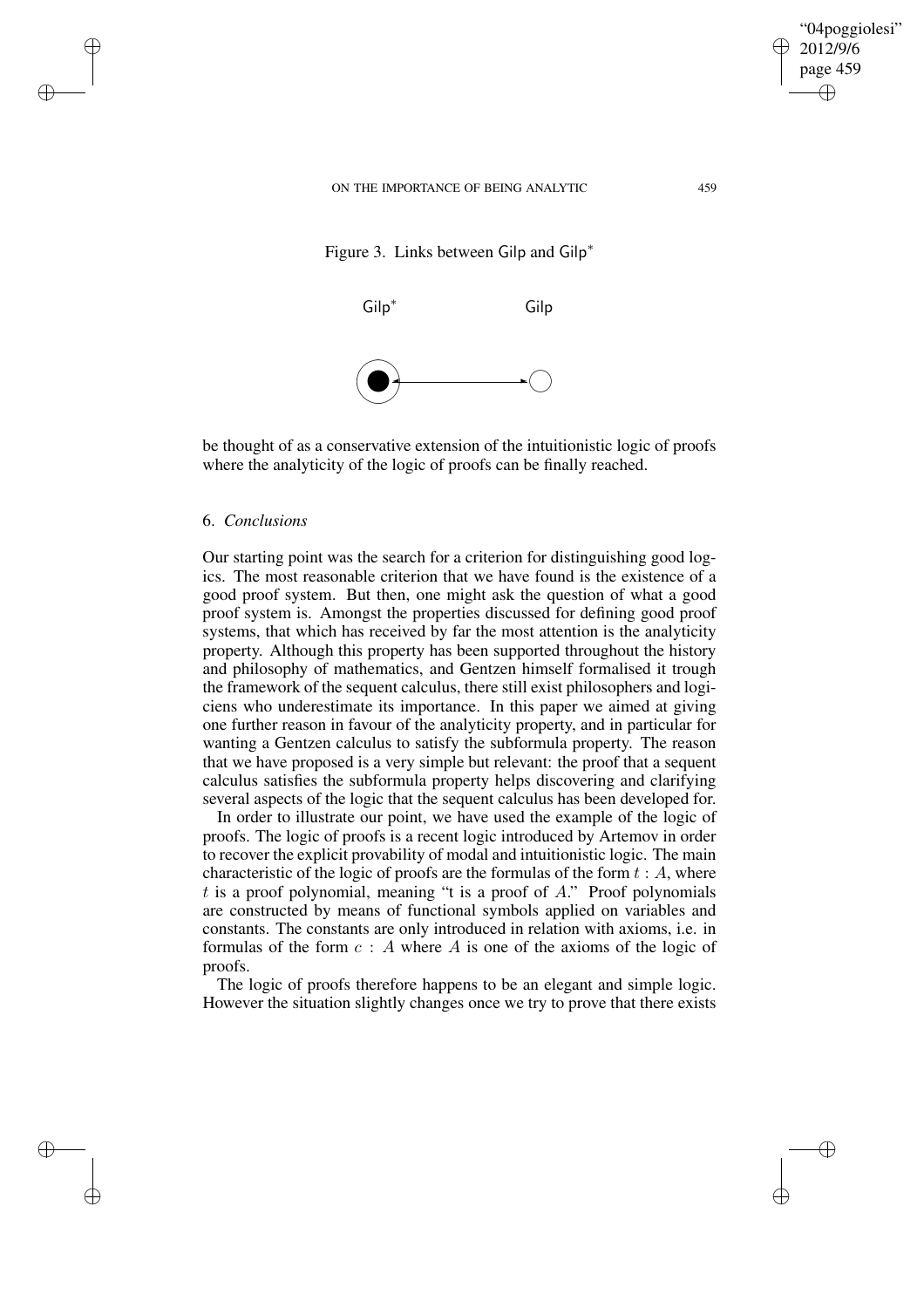Figure 3. Links between Gilp and Gilp*

Gilp* Gilp

be thought of as a conservative extension of the intuitionistic logic of proofs where the analyticity of the logic of proofs can be finally reached.

## 6. *Conclusions*

Our starting point was the search for a criterion for distinguishing good logics. The most reasonable criterion that we have found is the existence of a good proof system. But then, one might ask the question of what a good proof system is. Amongst the properties discussed for defining good proof systems, that which has received by far the most attention is the analyticity property. Although this property has been supported throughout the history and philosophy of mathematics, and Gentzen himself formalised it trough the framework of the sequent calculus, there still exist philosophers and logicians who underestimate its importance. In this paper we aimed at giving one further reason in favour of the analyticity property, and in particular for wanting a Gentzen calculus to satisfy the subformula property. The reason that we have proposed is a very simple but relevant: the proof that a sequent calculus satisfies the subformula property helps discovering and clarifying several aspects of the logic that the sequent calculus has been developed for.

In order to illustrate our point, we have used the example of the logic of proofs. The logic of proofs is a recent logic introduced by Artemov in order to recover the explicit provability of modal and intuitionistic logic. The main characteristic of the logic of proofs are the formulas of the form $t : A$, where $t$ is a proof polynomial, meaning "t is a proof of $A$." Proof polynomials are constructed by means of functional symbols applied on variables and constants. The constants are only introduced in relation with axioms, i.e. in formulas of the form $c : A$ where $A$ is one of the axioms of the logic of proofs.

The logic of proofs therefore happens to be an elegant and simple logic. However the situation slightly changes once we try to prove that there exists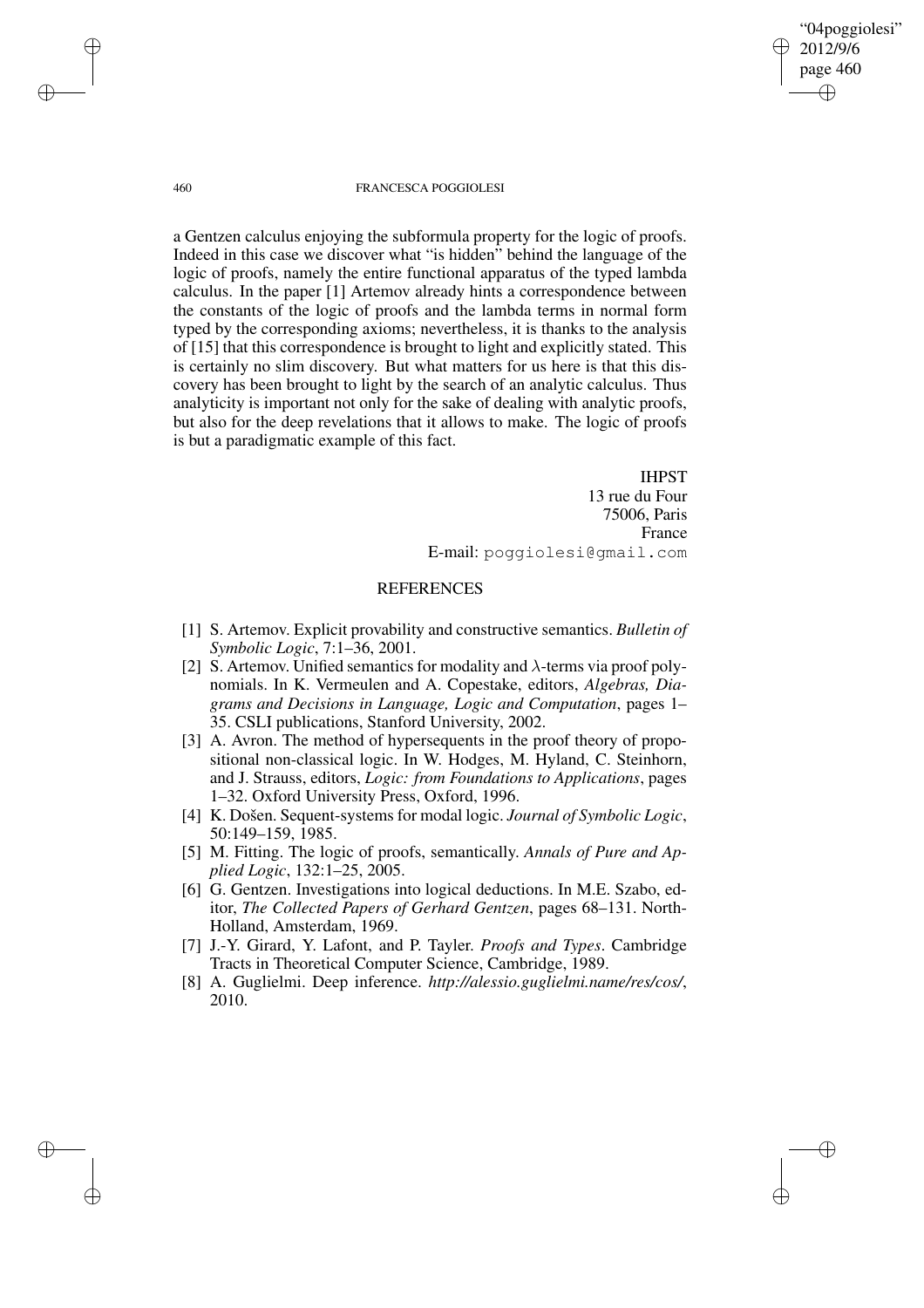a Gentzen calculus enjoying the subformula property for the logic of proofs. Indeed in this case we discover what "is hidden" behind the language of the logic of proofs, namely the entire functional apparatus of the typed lambda calculus. In the paper [1] Artemov already hints a correspondence between the constants of the logic of proofs and the lambda terms in normal form typed by the corresponding axioms; nevertheless, it is thanks to the analysis of [15] that this correspondence is brought to light and explicitly stated. This is certainly no slim discovery. But what matters for us here is that this discovery has been brought to light by the search of an analytic calculus. Thus analyticity is important not only for the sake of dealing with analytic proofs, but also for the deep revelations that it allows to make. The logic of proofs is but a paradigmatic example of this fact.

IHPST  
13 rue du Four  
75006, Paris  
France  
E-mail: poggiolesi@gmail.com

## REFERENCES

[1] S. Artemov. Explicit provability and constructive semantics. *Bulletin of Symbolic Logic*, 7:1–36, 2001.

[2] S. Artemov. Unified semantics for modality and $\lambda$-terms via proof polynomials. In K. Vermeulen and A. Copestake, editors, *Algebras, Diagrams and Decisions in Language, Logic and Computation*, pages 1–35. CSLI publications, Stanford University, 2002.

[3] A. Avron. The method of hypersequents in the proof theory of propositional non-classical logic. In W. Hodges, M. Hyland, C. Steinhorn, and J. Strauss, editors, *Logic: from Foundations to Applications*, pages 1–32. Oxford University Press, Oxford, 1996.

[4] K. Došen. Sequent-systems for modal logic. *Journal of Symbolic Logic*, 50:149–159, 1985.

[5] M. Fitting. The logic of proofs, semantically. *Annals of Pure and Applied Logic*, 132:1–25, 2005.

[6] G. Gentzen. Investigations into logical deductions. In M.E. Szabo, editor, *The Collected Papers of Gerhard Gentzen*, pages 68–131. North-Holland, Amsterdam, 1969.

[7] J.-Y. Girard, Y. Lafont, and P. Tayler. *Proofs and Types*. Cambridge Tracts in Theoretical Computer Science, Cambridge, 1989.

[8] A. Guglielmi. Deep inference. *http://alessio.guglielmi.name/res/cos/*, 2010.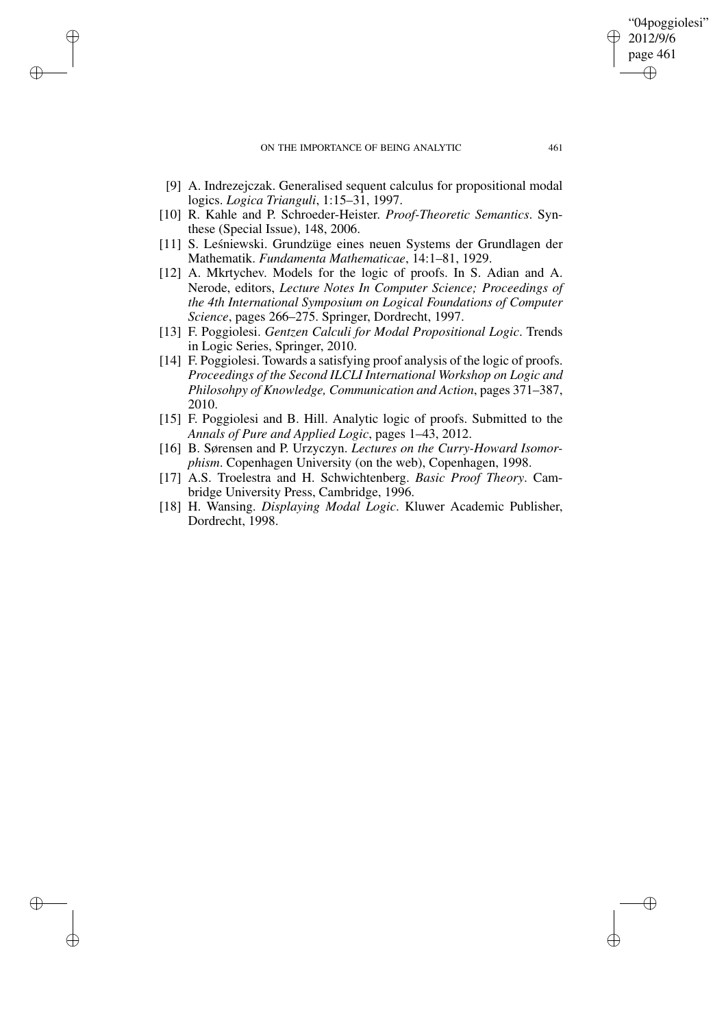[9] A. Indrezejczak. Generalised sequent calculus for propositional modal logics. *Logica Trianguli*, 1:15–31, 1997.

[10] R. Kahle and P. Schroeder-Heister. *Proof-Theoretic Semantics*. Synthese (Special Issue), 148, 2006.

[11] S. Leśniewski. Grundzüge eines neuen Systems der Grundlagen der Mathematik. *Fundamenta Mathematicae*, 14:1–81, 1929.

[12] A. Mkrtychev. Models for the logic of proofs. In S. Adian and A. Nerode, editors, *Lecture Notes In Computer Science; Proceedings of the 4th International Symposium on Logical Foundations of Computer Science*, pages 266–275. Springer, Dordrecht, 1997.

[13] F. Poggiolesi. *Gentzen Calculi for Modal Propositional Logic*. Trends in Logic Series, Springer, 2010.

[14] F. Poggiolesi. Towards a satisfying proof analysis of the logic of proofs. *Proceedings of the Second ILCLI International Workshop on Logic and Philosohpy of Knowledge, Communication and Action*, pages 371–387, 2010.

[15] F. Poggiolesi and B. Hill. Analytic logic of proofs. Submitted to the *Annals of Pure and Applied Logic*, pages 1–43, 2012.

[16] B. Sørensen and P. Urzyczyn. *Lectures on the Curry-Howard Isomorphism*. Copenhagen University (on the web), Copenhagen, 1998.

[17] A.S. Troelestra and H. Schwichtenberg. *Basic Proof Theory*. Cambridge University Press, Cambridge, 1996.

[18] H. Wansing. *Displaying Modal Logic*. Kluwer Academic Publisher, Dordrecht, 1998.